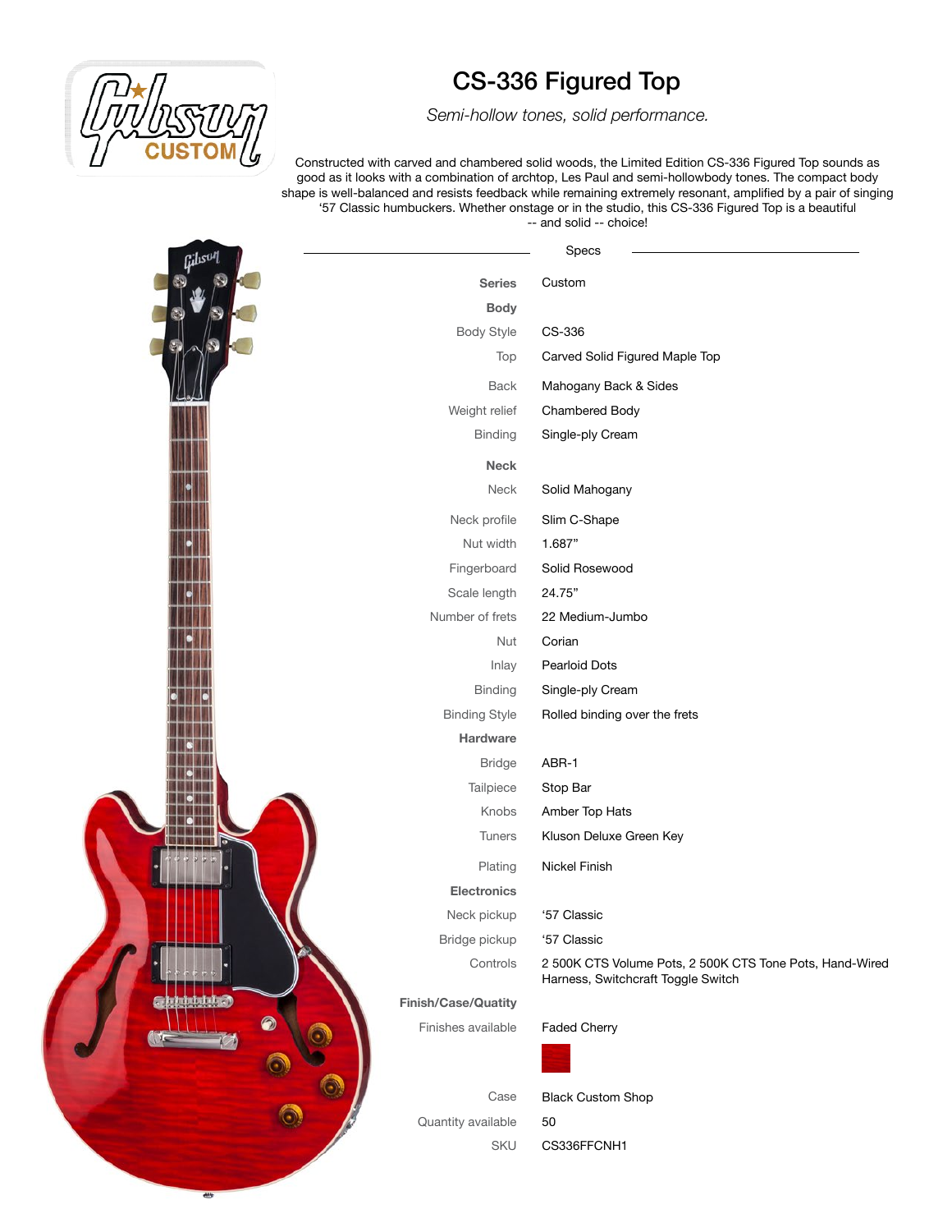# CS-336 Figured Top

*Semi-hollow tones, solid performance.*

Constructed with carved and chambered solid woods, the Limited Edition CS-336 Figured Top sounds as good as it looks with a combination of archtop, Les Paul and semi-hollowbody tones. The compact body shape is well-balanced and resists feedback while remaining extremely resonant, amplified by a pair of singing '57 Classic humbuckers. Whether onstage or in the studio, this CS-336 Figured Top is a beautiful -- and solid -- choice!

## Specs

| | |
|---|---|
| **Series** | Custom |
| **Body** | |
| Body Style | CS-336 |
| Top | Carved Solid Figured Maple Top |
| Back | Mahogany Back & Sides |
| Weight relief | Chambered Body |
| Binding | Single-ply Cream |
| **Neck** | |
| Neck | Solid Mahogany |
| Neck profile | Slim C-Shape |
| Nut width | 1.687" |
| Fingerboard | Solid Rosewood |
| Scale length | 24.75" |
| Number of frets | 22 Medium-Jumbo |
| Nut | Corian |
| Inlay | Pearloid Dots |
| Binding | Single-ply Cream |
| Binding Style | Rolled binding over the frets |
| **Hardware** | |
| Bridge | ABR-1 |
| Tailpiece | Stop Bar |
| Knobs | Amber Top Hats |
| Tuners | Kluson Deluxe Green Key |
| Plating | Nickel Finish |
| **Electronics** | |
| Neck pickup | '57 Classic |
| Bridge pickup | '57 Classic |
| Controls | 2 500K CTS Volume Pots, 2 500K CTS Tone Pots, Hand-Wired Harness, Switchcraft Toggle Switch |
| **Finish/Case/Quatity** | |
| Finishes available | Faded Cherry |
| Case | Black Custom Shop |
| Quantity available | 50 |
| SKU | CS336FFCNH1 |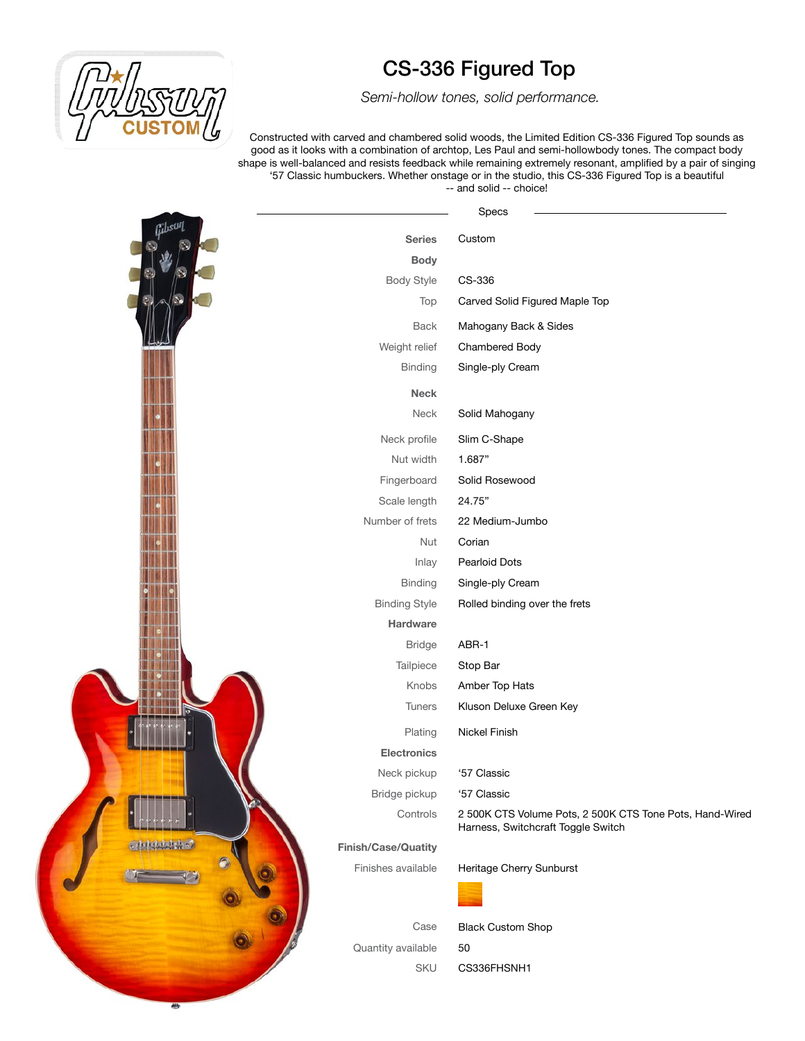# CS-336 Figured Top

*Semi-hollow tones, solid performance.*

Constructed with carved and chambered solid woods, the Limited Edition CS-336 Figured Top sounds as good as it looks with a combination of archtop, Les Paul and semi-hollowbody tones. The compact body shape is well-balanced and resists feedback while remaining extremely resonant, amplified by a pair of singing '57 Classic humbuckers. Whether onstage or in the studio, this CS-336 Figured Top is a beautiful -- and solid -- choice!

## Specs

| | |
|---|---|
| **Series** | Custom |
| **Body** | |
| Body Style | CS-336 |
| Top | Carved Solid Figured Maple Top |
| Back | Mahogany Back & Sides |
| Weight relief | Chambered Body |
| Binding | Single-ply Cream |
| **Neck** | |
| Neck | Solid Mahogany |
| Neck profile | Slim C-Shape |
| Nut width | 1.687" |
| Fingerboard | Solid Rosewood |
| Scale length | 24.75" |
| Number of frets | 22 Medium-Jumbo |
| Nut | Corian |
| Inlay | Pearloid Dots |
| Binding | Single-ply Cream |
| Binding Style | Rolled binding over the frets |
| **Hardware** | |
| Bridge | ABR-1 |
| Tailpiece | Stop Bar |
| Knobs | Amber Top Hats |
| Tuners | Kluson Deluxe Green Key |
| Plating | Nickel Finish |
| **Electronics** | |
| Neck pickup | '57 Classic |
| Bridge pickup | '57 Classic |
| Controls | 2 500K CTS Volume Pots, 2 500K CTS Tone Pots, Hand-Wired Harness, Switchcraft Toggle Switch |
| **Finish/Case/Quatity** | |
| Finishes available | Heritage Cherry Sunburst |
| Case | Black Custom Shop |
| Quantity available | 50 |
| SKU | CS336FHSNH1 |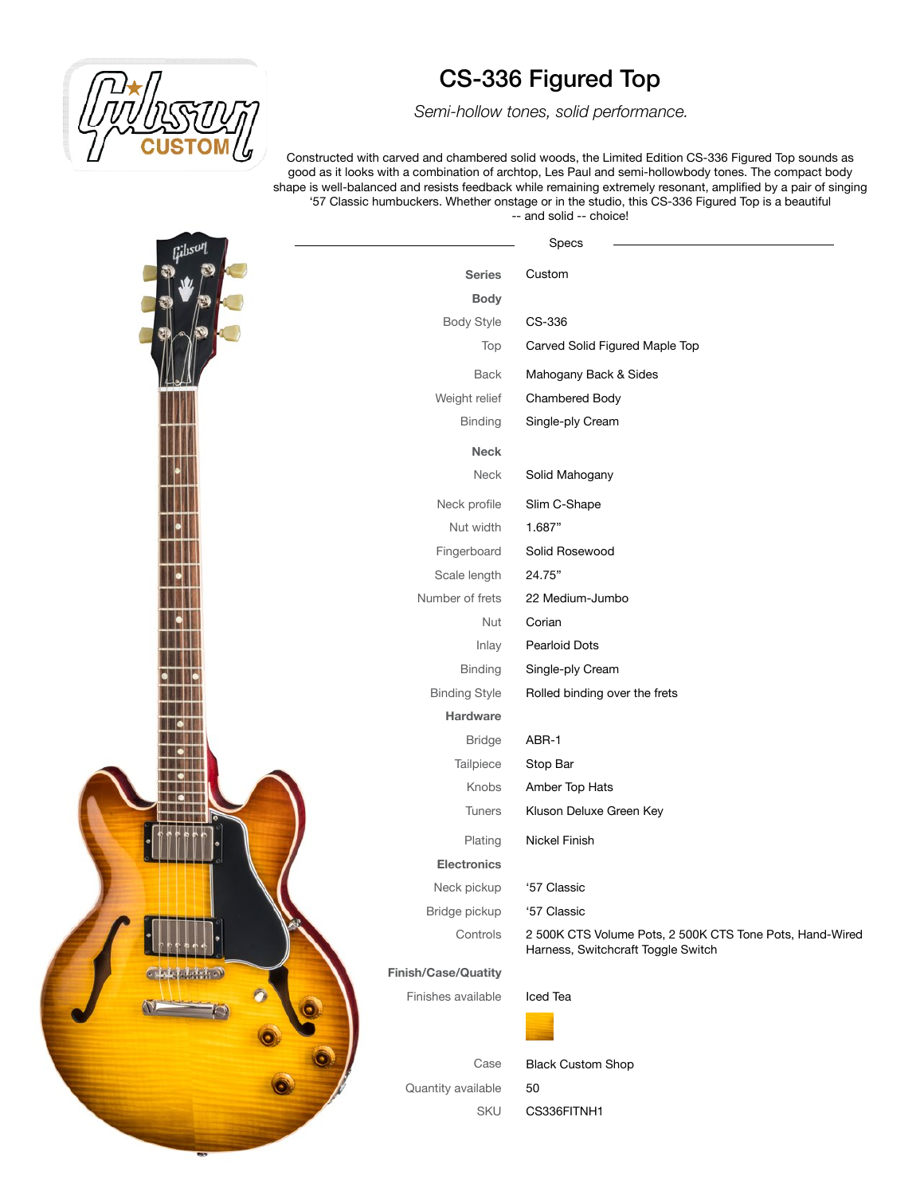# CS-336 Figured Top

*Semi-hollow tones, solid performance.*

Constructed with carved and chambered solid woods, the Limited Edition CS-336 Figured Top sounds as good as it looks with a combination of archtop, Les Paul and semi-hollowbody tones. The compact body shape is well-balanced and resists feedback while remaining extremely resonant, amplified by a pair of singing '57 Classic humbuckers. Whether onstage or in the studio, this CS-336 Figured Top is a beautiful -- and solid -- choice!

## Specs

| | |
|---|---|
| **Series** | Custom |
| **Body** | |
| Body Style | CS-336 |
| Top | Carved Solid Figured Maple Top |
| Back | Mahogany Back & Sides |
| Weight relief | Chambered Body |
| Binding | Single-ply Cream |
| **Neck** | |
| Neck | Solid Mahogany |
| Neck profile | Slim C-Shape |
| Nut width | 1.687" |
| Fingerboard | Solid Rosewood |
| Scale length | 24.75" |
| Number of frets | 22 Medium-Jumbo |
| Nut | Corian |
| Inlay | Pearloid Dots |
| Binding | Single-ply Cream |
| Binding Style | Rolled binding over the frets |
| **Hardware** | |
| Bridge | ABR-1 |
| Tailpiece | Stop Bar |
| Knobs | Amber Top Hats |
| Tuners | Kluson Deluxe Green Key |
| Plating | Nickel Finish |
| **Electronics** | |
| Neck pickup | '57 Classic |
| Bridge pickup | '57 Classic |
| Controls | 2 500K CTS Volume Pots, 2 500K CTS Tone Pots, Hand-Wired Harness, Switchcraft Toggle Switch |
| **Finish/Case/Quatity** | |
| Finishes available | Iced Tea |
| Case | Black Custom Shop |
| Quantity available | 50 |
| SKU | CS336FITNH1 |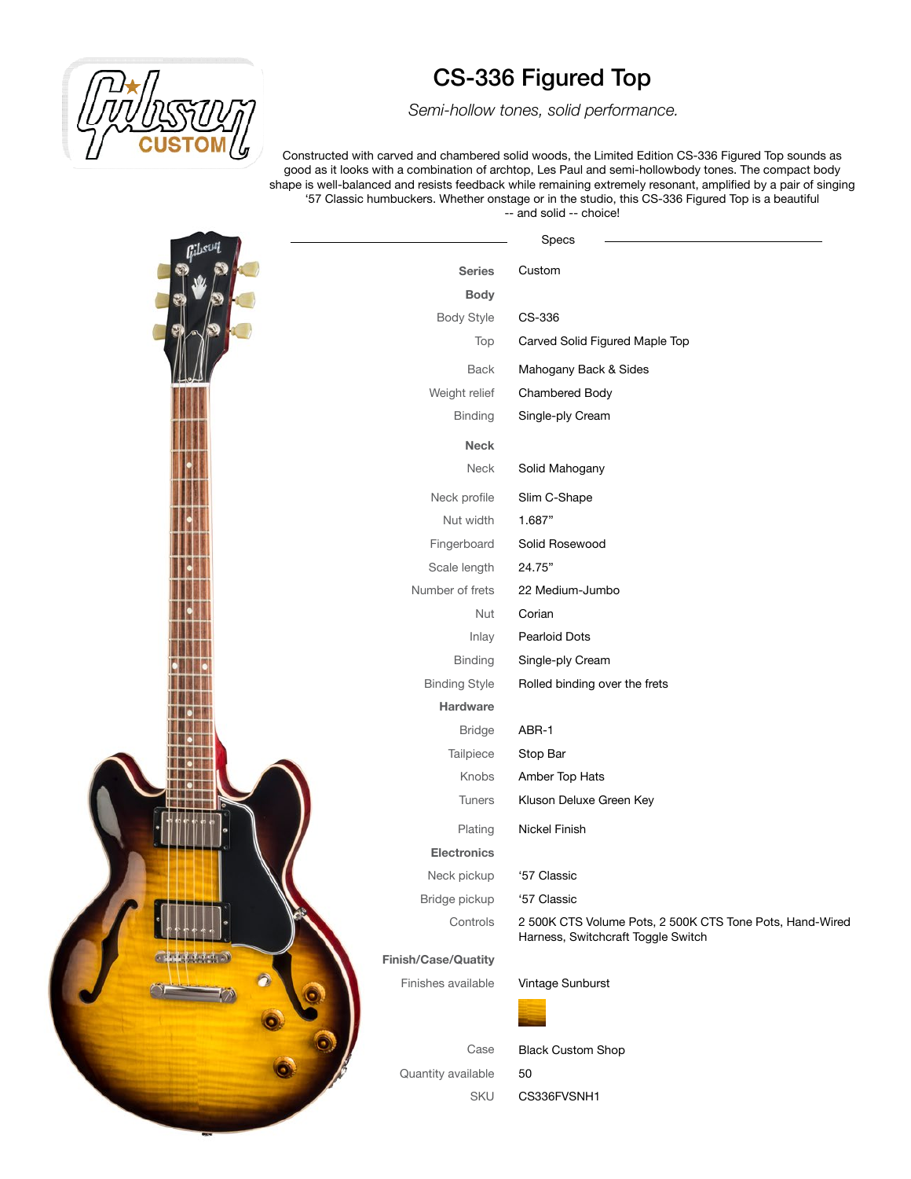# CS-336 Figured Top

*Semi-hollow tones, solid performance.*

Constructed with carved and chambered solid woods, the Limited Edition CS-336 Figured Top sounds as good as it looks with a combination of archtop, Les Paul and semi-hollowbody tones. The compact body shape is well-balanced and resists feedback while remaining extremely resonant, amplified by a pair of singing '57 Classic humbuckers. Whether onstage or in the studio, this CS-336 Figured Top is a beautiful -- and solid -- choice!

## Specs

| | |
|---|---|
| **Series** | Custom |
| **Body** | |
| Body Style | CS-336 |
| Top | Carved Solid Figured Maple Top |
| Back | Mahogany Back & Sides |
| Weight relief | Chambered Body |
| Binding | Single-ply Cream |
| **Neck** | |
| Neck | Solid Mahogany |
| Neck profile | Slim C-Shape |
| Nut width | 1.687" |
| Fingerboard | Solid Rosewood |
| Scale length | 24.75" |
| Number of frets | 22 Medium-Jumbo |
| Nut | Corian |
| Inlay | Pearloid Dots |
| Binding | Single-ply Cream |
| Binding Style | Rolled binding over the frets |
| **Hardware** | |
| Bridge | ABR-1 |
| Tailpiece | Stop Bar |
| Knobs | Amber Top Hats |
| Tuners | Kluson Deluxe Green Key |
| Plating | Nickel Finish |
| **Electronics** | |
| Neck pickup | '57 Classic |
| Bridge pickup | '57 Classic |
| Controls | 2 500K CTS Volume Pots, 2 500K CTS Tone Pots, Hand-Wired Harness, Switchcraft Toggle Switch |
| **Finish/Case/Quatity** | |
| Finishes available | Vintage Sunburst |
| Case | Black Custom Shop |
| Quantity available | 50 |
| SKU | CS336FVSNH1 |